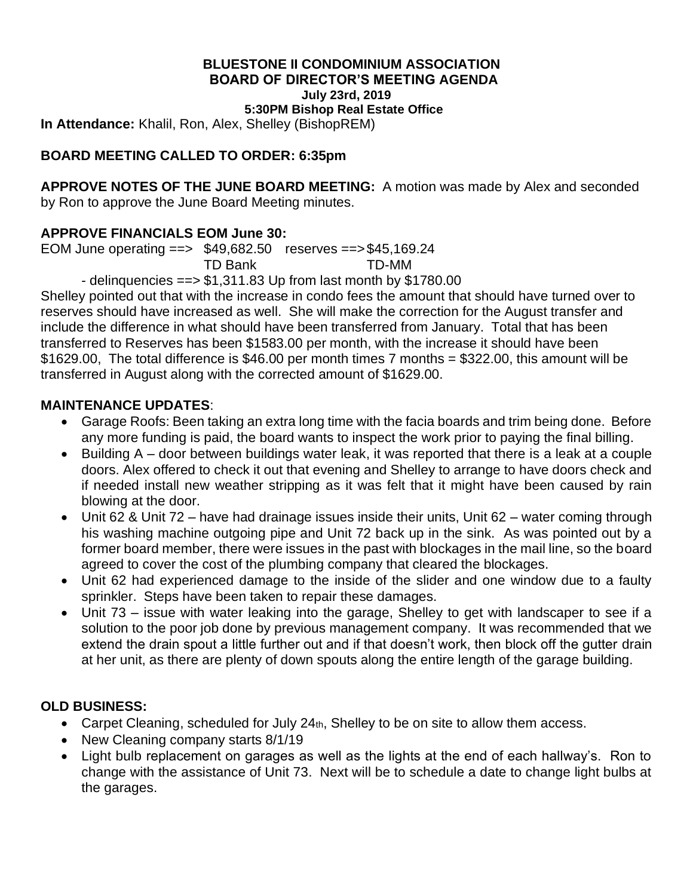**BLUESTONE II CONDOMINIUM ASSOCIATION**
**BOARD OF DIRECTOR'S MEETING AGENDA**
**July 23rd, 2019**
**5:30PM Bishop Real Estate Office**

**In Attendance:** Khalil, Ron, Alex, Shelley (BishopREM)

**BOARD MEETING CALLED TO ORDER: 6:35pm**

**APPROVE NOTES OF THE JUNE BOARD MEETING:** A motion was made by Alex and seconded by Ron to approve the June Board Meeting minutes.

**APPROVE FINANCIALS EOM June 30:**

EOM June operating ==> $49,682.50 reserves ==> $45,169.24
TD Bank TD-MM

- delinquencies ==> $1,311.83 Up from last month by $1780.00

Shelley pointed out that with the increase in condo fees the amount that should have turned over to reserves should have increased as well. She will make the correction for the August transfer and include the difference in what should have been transferred from January. Total that has been transferred to Reserves has been $1583.00 per month, with the increase it should have been $1629.00, The total difference is $46.00 per month times 7 months = $322.00, this amount will be transferred in August along with the corrected amount of $1629.00.

**MAINTENANCE UPDATES**:

- Garage Roofs: Been taking an extra long time with the facia boards and trim being done. Before any more funding is paid, the board wants to inspect the work prior to paying the final billing.
- Building A – door between buildings water leak, it was reported that there is a leak at a couple doors. Alex offered to check it out that evening and Shelley to arrange to have doors check and if needed install new weather stripping as it was felt that it might have been caused by rain blowing at the door.
- Unit 62 & Unit 72 – have had drainage issues inside their units, Unit 62 – water coming through his washing machine outgoing pipe and Unit 72 back up in the sink. As was pointed out by a former board member, there were issues in the past with blockages in the mail line, so the board agreed to cover the cost of the plumbing company that cleared the blockages.
- Unit 62 had experienced damage to the inside of the slider and one window due to a faulty sprinkler. Steps have been taken to repair these damages.
- Unit 73 – issue with water leaking into the garage, Shelley to get with landscaper to see if a solution to the poor job done by previous management company. It was recommended that we extend the drain spout a little further out and if that doesn't work, then block off the gutter drain at her unit, as there are plenty of down spouts along the entire length of the garage building.

**OLD BUSINESS:**

- Carpet Cleaning, scheduled for July 24th, Shelley to be on site to allow them access.
- New Cleaning company starts 8/1/19
- Light bulb replacement on garages as well as the lights at the end of each hallway's. Ron to change with the assistance of Unit 73. Next will be to schedule a date to change light bulbs at the garages.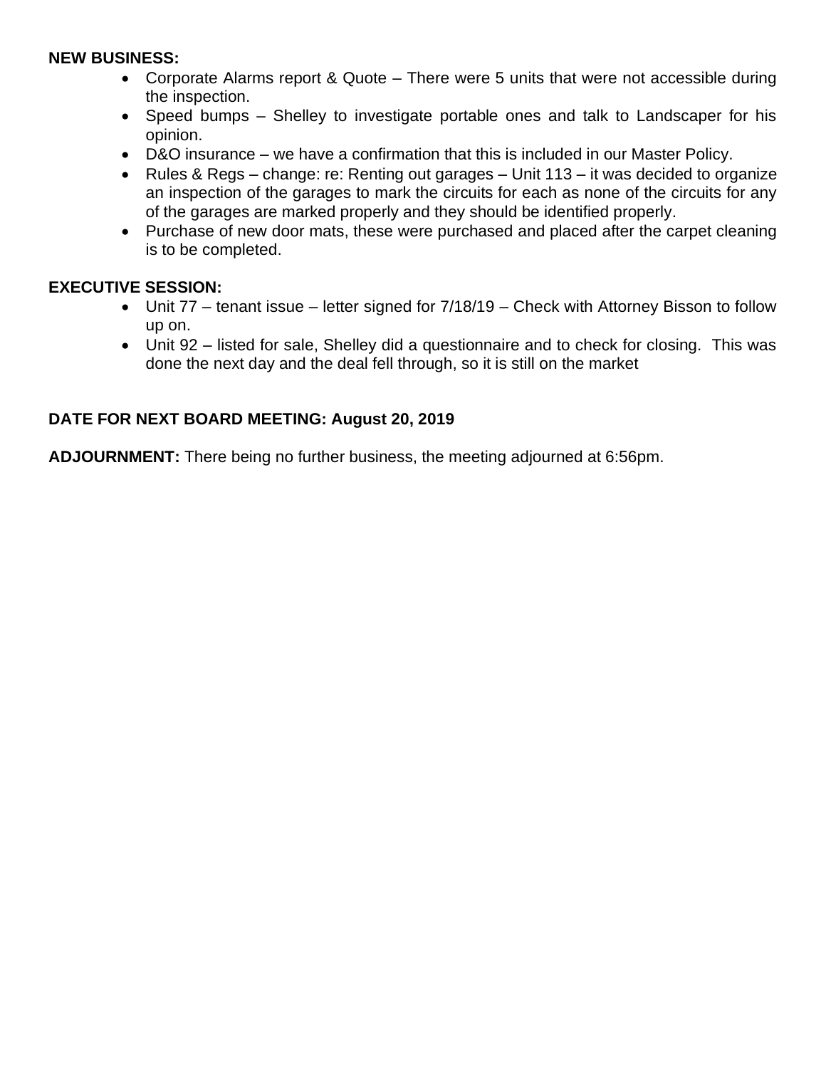**NEW BUSINESS:**

- Corporate Alarms report & Quote – There were 5 units that were not accessible during the inspection.
- Speed bumps – Shelley to investigate portable ones and talk to Landscaper for his opinion.
- D&O insurance – we have a confirmation that this is included in our Master Policy.
- Rules & Regs – change: re: Renting out garages – Unit 113 – it was decided to organize an inspection of the garages to mark the circuits for each as none of the circuits for any of the garages are marked properly and they should be identified properly.
- Purchase of new door mats, these were purchased and placed after the carpet cleaning is to be completed.

**EXECUTIVE SESSION:**

- Unit 77 – tenant issue – letter signed for 7/18/19 – Check with Attorney Bisson to follow up on.
- Unit 92 – listed for sale, Shelley did a questionnaire and to check for closing. This was done the next day and the deal fell through, so it is still on the market

**DATE FOR NEXT BOARD MEETING: August 20, 2019**

**ADJOURNMENT:** There being no further business, the meeting adjourned at 6:56pm.